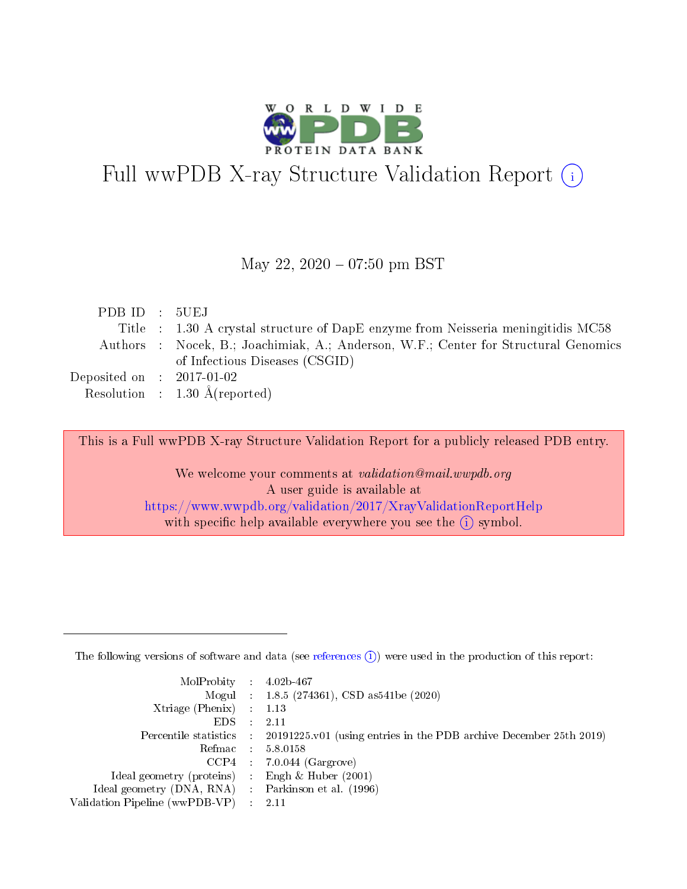# Full wwPDB X-ray Structure Validation Report (i)

May 22, 2020 – 07:50 pm BST

| | | |
|---|---|---|
| PDB ID | : | 5UEJ |
| Title | : | 1.30 A crystal structure of DapE enzyme from Neisseria meningitidis MC58 |
| Authors | : | Nocek, B.; Joachimiak, A.; Anderson, W.F.; Center for Structural Genomics of Infectious Diseases (CSGID) |
| Deposited on | : | 2017-01-02 |
| Resolution | : | 1.30 Å(reported) |

This is a Full wwPDB X-ray Structure Validation Report for a publicly released PDB entry.

We welcome your comments at *validation@mail.wwpdb.org*
A user guide is available at
https://www.wwpdb.org/validation/2017/XrayValidationReportHelp
with specific help available everywhere you see the (i) symbol.

---

The following versions of software and data (see references (i)) were used in the production of this report:

| | | |
|---|---|---|
| MolProbity | : | 4.02b-467 |
| Mogul | : | 1.8.5 (274361), CSD as541be (2020) |
| Xtriage (Phenix) | : | 1.13 |
| EDS | : | 2.11 |
| Percentile statistics | : | 20191225.v01 (using entries in the PDB archive December 25th 2019) |
| Refmac | : | 5.8.0158 |
| CCP4 | : | 7.0.044 (Gargrove) |
| Ideal geometry (proteins) | : | Engh & Huber (2001) |
| Ideal geometry (DNA, RNA) | : | Parkinson et al. (1996) |
| Validation Pipeline (wwPDB-VP) | : | 2.11 |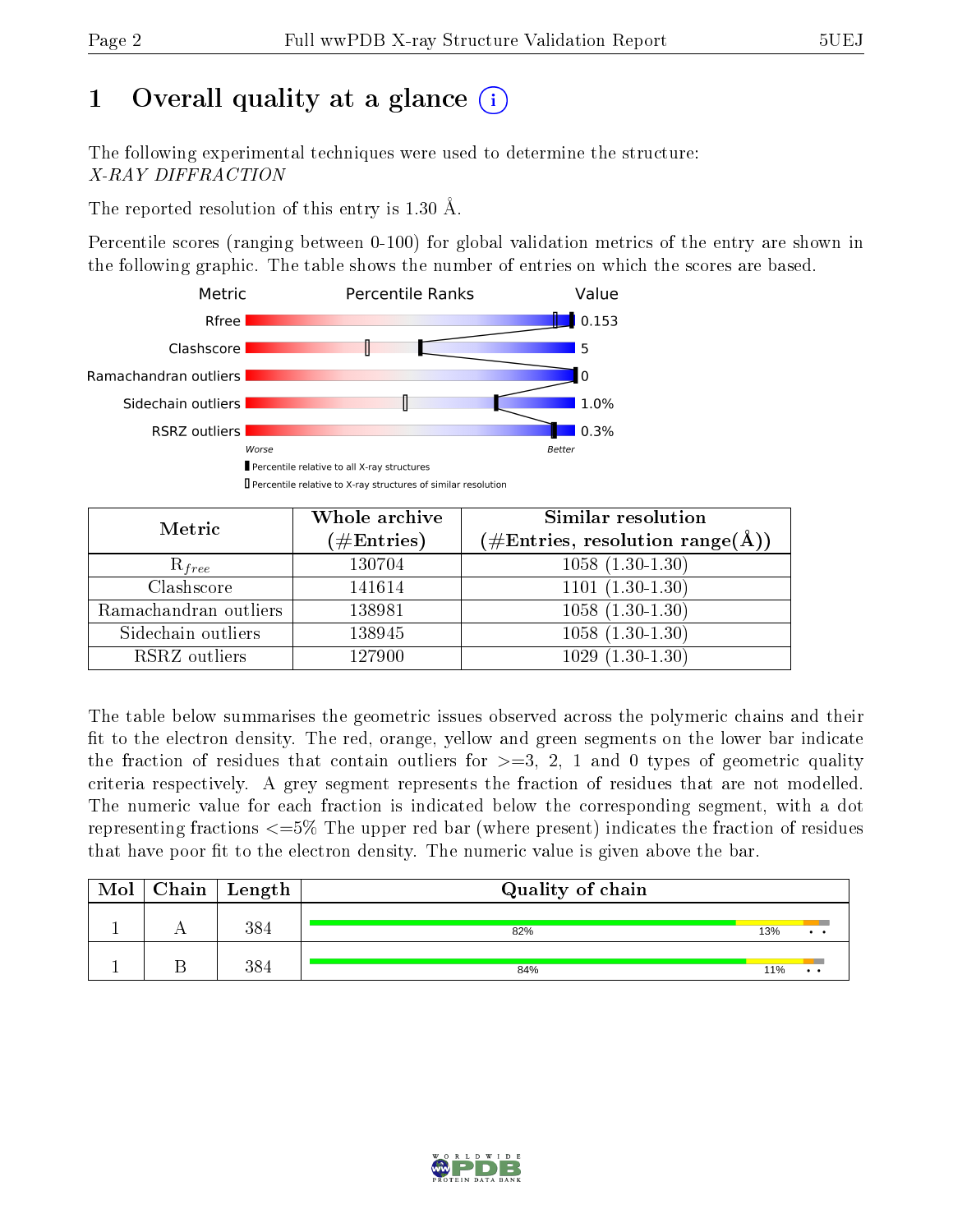# 1 Overall quality at a glance (i)

The following experimental techniques were used to determine the structure:
*X-RAY DIFFRACTION*

The reported resolution of this entry is 1.30 Å.

Percentile scores (ranging between 0-100) for global validation metrics of the entry are shown in the following graphic. The table shows the number of entries on which the scores are based.

| Metric | Value |
|---|---|
| Rfree | 0.153 |
| Clashscore | 5 |
| Ramachandran outliers | 0 |
| Sidechain outliers | 1.0% |
| RSRZ outliers | 0.3% |

Worse — Better

▮ Percentile relative to all X-ray structures
▯ Percentile relative to X-ray structures of similar resolution

| Metric | Whole archive (#Entries) | Similar resolution (#Entries, resolution range(Å)) |
|---|---|---|
| $R_{free}$ | 130704 | 1058 (1.30-1.30) |
| Clashscore | 141614 | 1101 (1.30-1.30) |
| Ramachandran outliers | 138981 | 1058 (1.30-1.30) |
| Sidechain outliers | 138945 | 1058 (1.30-1.30) |
| RSRZ outliers | 127900 | 1029 (1.30-1.30) |

The table below summarises the geometric issues observed across the polymeric chains and their fit to the electron density. The red, orange, yellow and green segments on the lower bar indicate the fraction of residues that contain outliers for >=3, 2, 1 and 0 types of geometric quality criteria respectively. A grey segment represents the fraction of residues that are not modelled. The numeric value for each fraction is indicated below the corresponding segment, with a dot representing fractions <=5% The upper red bar (where present) indicates the fraction of residues that have poor fit to the electron density. The numeric value is given above the bar.

| Mol | Chain | Length | Quality of chain |
|---|---|---|---|
| 1 | A | 384 | 82% · 13% · • • |
| 1 | B | 384 | 84% · 11% · • • |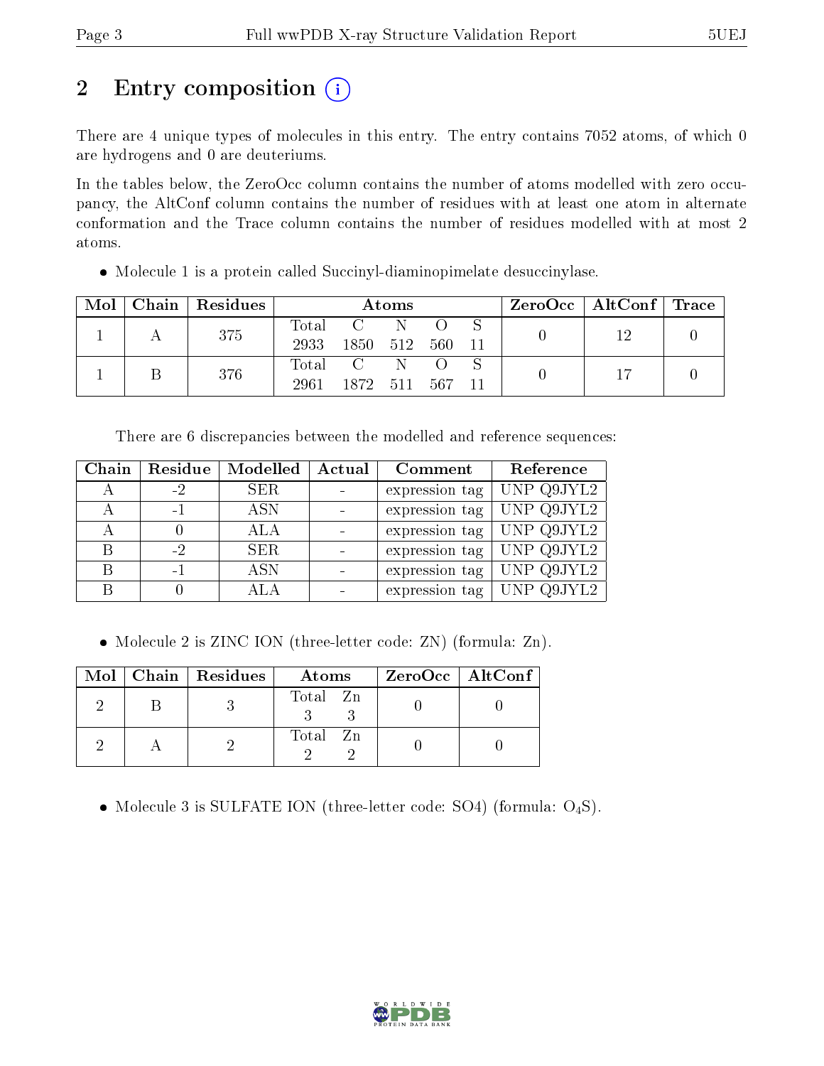# 2 Entry composition

There are 4 unique types of molecules in this entry. The entry contains 7052 atoms, of which 0 are hydrogens and 0 are deuteriums.

In the tables below, the ZeroOcc column contains the number of atoms modelled with zero occupancy, the AltConf column contains the number of residues with at least one atom in alternate conformation and the Trace column contains the number of residues modelled with at most 2 atoms.

- Molecule 1 is a protein called Succinyl-diaminopimelate desuccinylase.

| Mol | Chain | Residues | Atoms | | | | | ZeroOcc | AltConf | Trace |
|---|---|---|---|---|---|---|---|---|---|---|
| 1 | A | 375 | Total 2933 | C 1850 | N 512 | O 560 | S 11 | 0 | 12 | 0 |
| 1 | B | 376 | Total 2961 | C 1872 | N 511 | O 567 | S 11 | 0 | 17 | 0 |

There are 6 discrepancies between the modelled and reference sequences:

| Chain | Residue | Modelled | Actual | Comment | Reference |
|---|---|---|---|---|---|
| A | -2 | SER | - | expression tag | UNP Q9JYL2 |
| A | -1 | ASN | - | expression tag | UNP Q9JYL2 |
| A | 0 | ALA | - | expression tag | UNP Q9JYL2 |
| B | -2 | SER | - | expression tag | UNP Q9JYL2 |
| B | -1 | ASN | - | expression tag | UNP Q9JYL2 |
| B | 0 | ALA | - | expression tag | UNP Q9JYL2 |

- Molecule 2 is ZINC ION (three-letter code: ZN) (formula: Zn).

| Mol | Chain | Residues | Atoms | | ZeroOcc | AltConf |
|---|---|---|---|---|---|---|
| 2 | B | 3 | Total 3 | Zn 3 | 0 | 0 |
| 2 | A | 2 | Total 2 | Zn 2 | 0 | 0 |

- Molecule 3 is SULFATE ION (three-letter code: SO4) (formula: $O_4S$).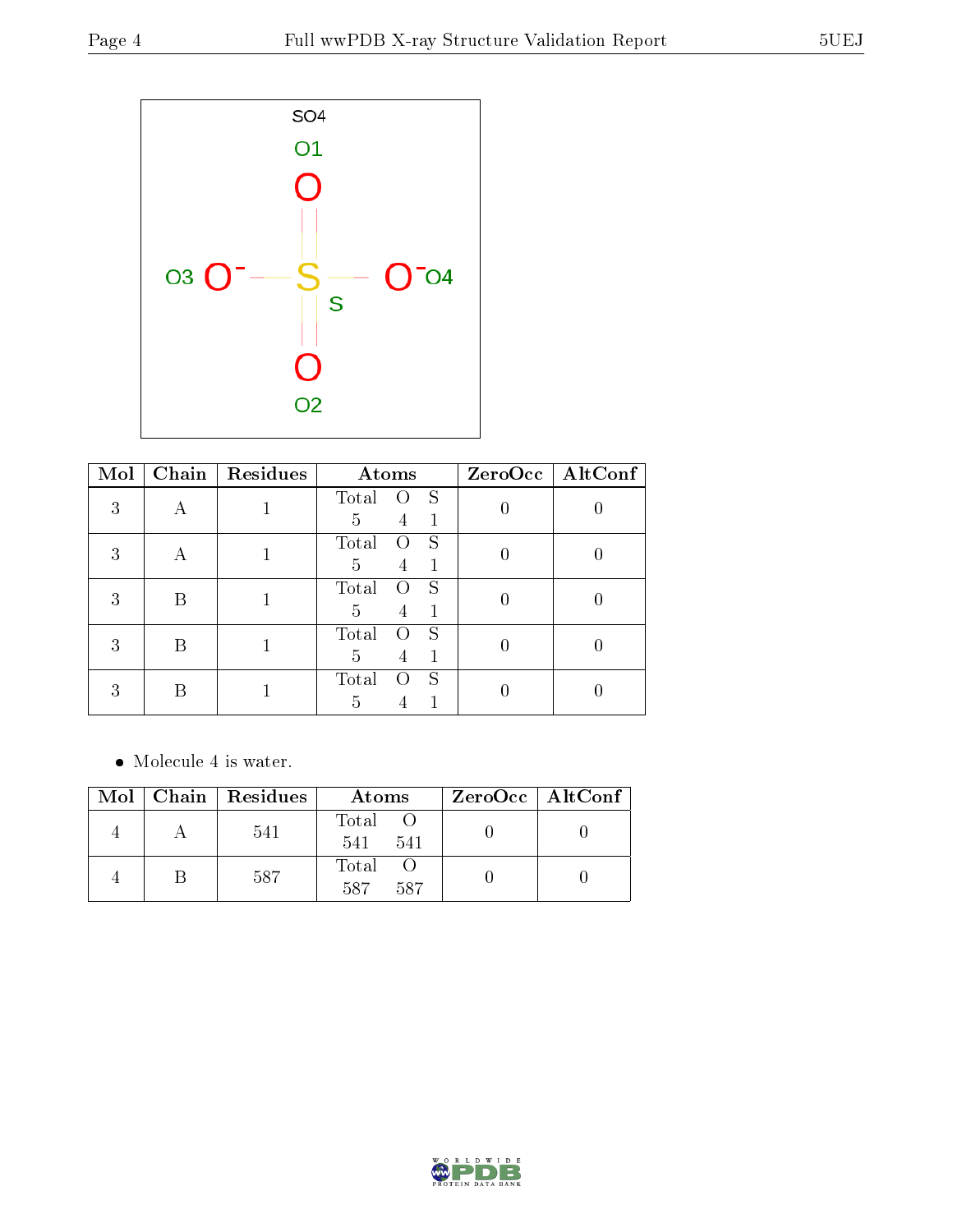SO4

O1

O3 $O^-$ — S — $O^-$ O4

S

O2

| Mol | Chain | Residues | Atoms | ZeroOcc | AltConf |
|---|---|---|---|---|---|
| 3 | A | 1 | Total O S<br>5 4 1 | 0 | 0 |
| 3 | A | 1 | Total O S<br>5 4 1 | 0 | 0 |
| 3 | B | 1 | Total O S<br>5 4 1 | 0 | 0 |
| 3 | B | 1 | Total O S<br>5 4 1 | 0 | 0 |
| 3 | B | 1 | Total O S<br>5 4 1 | 0 | 0 |

- Molecule 4 is water.

| Mol | Chain | Residues | Atoms | ZeroOcc | AltConf |
|---|---|---|---|---|---|
| 4 | A | 541 | Total O<br>541 541 | 0 | 0 |
| 4 | B | 587 | Total O<br>587 587 | 0 | 0 |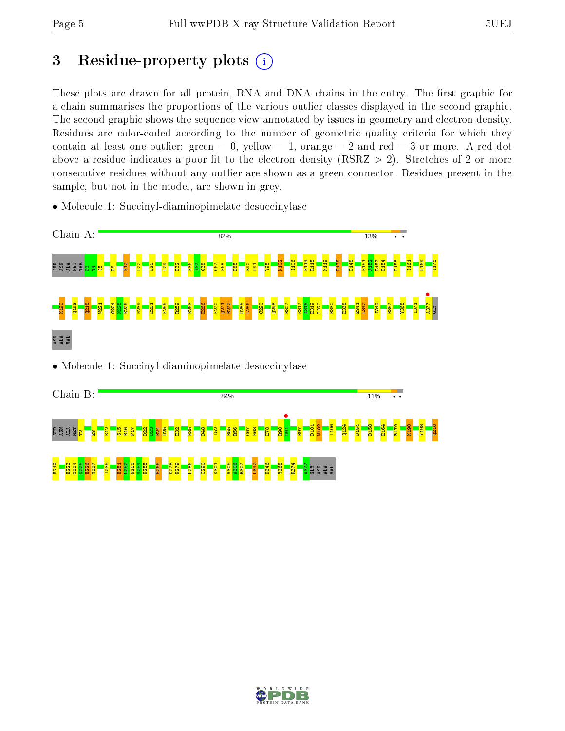# 3 Residue-property plots

These plots are drawn for all protein, RNA and DNA chains in the entry. The first graphic for a chain summarises the proportions of the various outlier classes displayed in the second graphic. The second graphic shows the sequence view annotated by issues in geometry and electron density. Residues are color-coded according to the number of geometric quality criteria for which they contain at least one outlier: green = 0, yellow = 1, orange = 2 and red = 3 or more. A red dot above a residue indicates a poor fit to the electron density (RSRZ > 2). Stretches of 2 or more consecutive residues without any outlier are shown as a green connector. Residues present in the sample, but not in the model, are shown in grey.

- Molecule 1: Succinyl-diaminopimelate desuccinylase

Chain A: 82% 13% • •

SER ASN ALA MET THR E3 T4 Q5 E8 E12 D22 D25 L29 E32 K36 I37 G38 G67 H68 F85 R90 D91 Y95 M102 I106 E114 R115 K119 D138 D148 K151 A152 R153 D154 D158 I161 D169 I175 K190 Q193 Q218 W221 G224 N225 E226 N239 E251 K255 R259 E263 E266 K270 Q271 R272 D285 L286 C290 Q298 R307 E317 A318 E319 L320 R330 E338 E341 L342 I349 R357 Y368 I371 A377 GLY ASN ALA VAL

- Molecule 1: Succinyl-diaminopimelate desuccinylase

Chain B: 84% 11% • •

SER ASN ALA MET T2 E8 E12 S15 R16 P17 D22 D23 R24 D25 E32 K35 D48 I52 R55 R56 G67 H68 E78 R90 D91 R97 D101 M102 I106 Q124 D154 D158 E164 R179 K190 Y198 Q218 E219 E223 G224 N225 E226 V227 I235 E251 L252 N253 V254 K255 E266 D278 K279 L286 C290 K301 V305 A306 R307 L342 N346 Y368 R374 A377 GLY ASN ALA VAL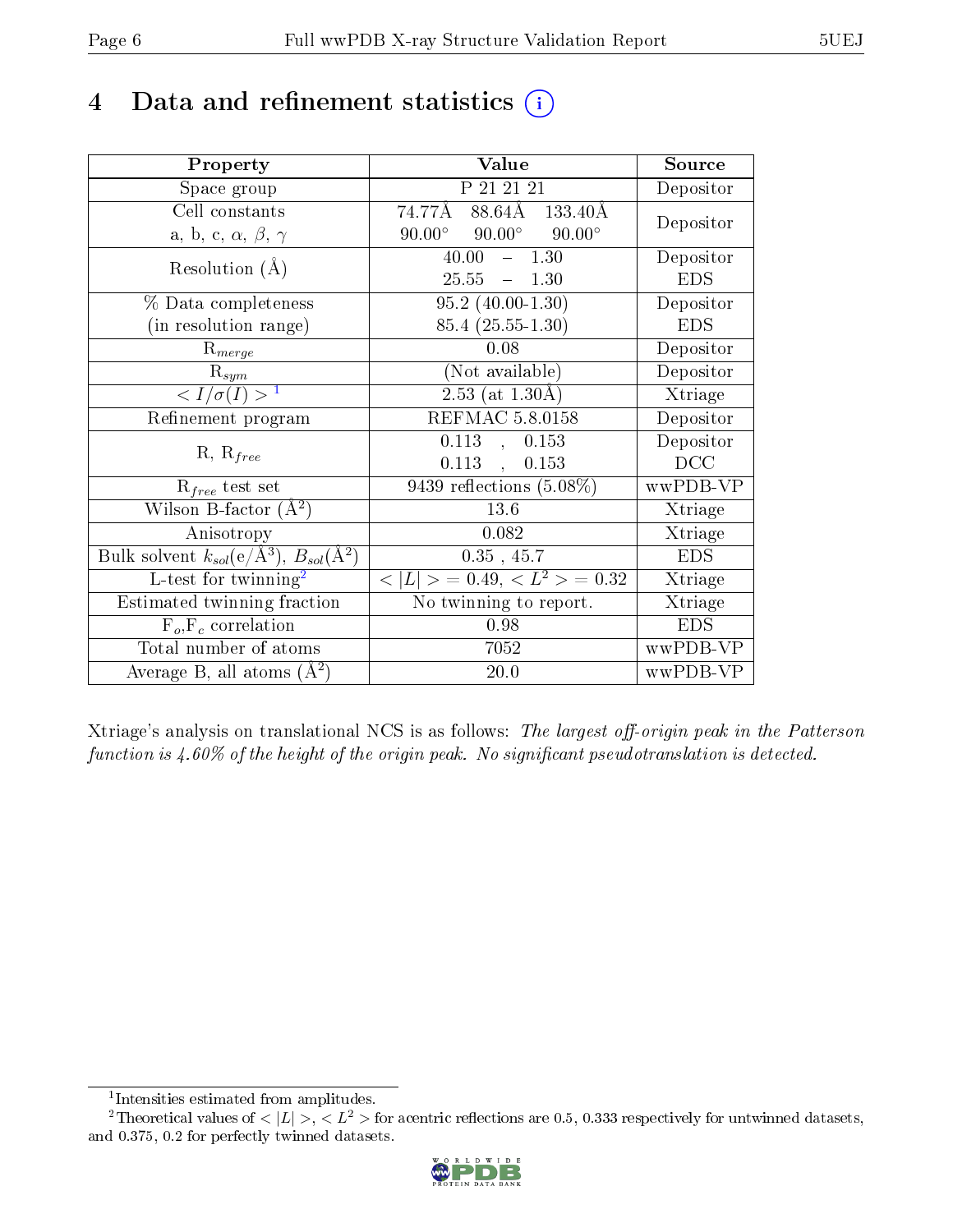# 4 Data and refinement statistics (i)

| Property | Value | Source |
|---|---|---|
| Space group | P 21 21 21 | Depositor |
| Cell constants<br>a, b, c, $\alpha$, $\beta$, $\gamma$ | 74.77Å 88.64Å 133.40Å<br>90.00° 90.00° 90.00° | Depositor |
| Resolution (Å) | 40.00 – 1.30<br>25.55 – 1.30 | Depositor<br>EDS |
| % Data completeness<br>(in resolution range) | 95.2 (40.00-1.30)<br>85.4 (25.55-1.30) | Depositor<br>EDS |
| $R_{merge}$ | 0.08 | Depositor |
| $R_{sym}$ | (Not available) | Depositor |
| $< I/\sigma(I) >$ [1] | 2.53 (at 1.30Å) | Xtriage |
| Refinement program | REFMAC 5.8.0158 | Depositor |
| R, $R_{free}$ | 0.113 , 0.153<br>0.113 , 0.153 | Depositor<br>DCC |
| $R_{free}$ test set | 9439 reflections (5.08%) | wwPDB-VP |
| Wilson B-factor (Å$^2$) | 13.6 | Xtriage |
| Anisotropy | 0.082 | Xtriage |
| Bulk solvent $k_{sol}$(e/Å$^3$), $B_{sol}$(Å$^2$) | 0.35 , 45.7 | EDS |
| L-test for twinning[2] | $< \|L\| > = 0.49$, $< L^2 > = 0.32$ | Xtriage |
| Estimated twinning fraction | No twinning to report. | Xtriage |
| $F_o$,$F_c$ correlation | 0.98 | EDS |
| Total number of atoms | 7052 | wwPDB-VP |
| Average B, all atoms (Å$^2$) | 20.0 | wwPDB-VP |

Xtriage's analysis on translational NCS is as follows: *The largest off-origin peak in the Patterson function is 4.60% of the height of the origin peak. No significant pseudotranslation is detected.*

[1] Intensities estimated from amplitudes.

[2] Theoretical values of $< |L| >$, $< L^2 >$ for acentric reflections are 0.5, 0.333 respectively for untwinned datasets, and 0.375, 0.2 for perfectly twinned datasets.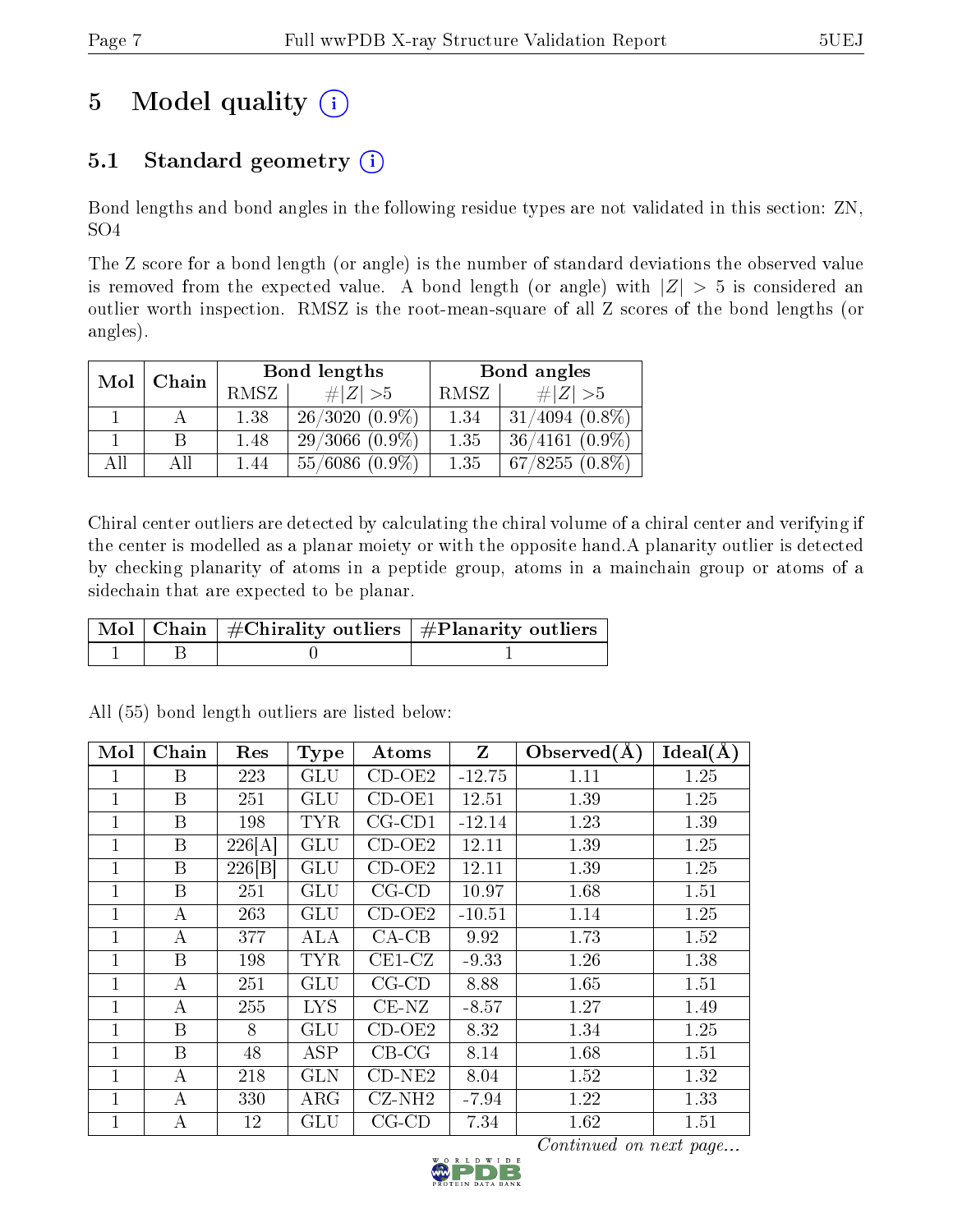# 5 Model quality (i)

## 5.1 Standard geometry (i)

Bond lengths and bond angles in the following residue types are not validated in this section: ZN, SO4

The Z score for a bond length (or angle) is the number of standard deviations the observed value is removed from the expected value. A bond length (or angle) with $|Z| > 5$ is considered an outlier worth inspection. RMSZ is the root-mean-square of all Z scores of the bond lengths (or angles).

| Mol | Chain | Bond lengths | | Bond angles | |
|---|---|---|---|---|---|
| | | RMSZ | #\|Z\| >5 | RMSZ | #\|Z\| >5 |
| 1 | A | 1.38 | 26/3020 (0.9%) | 1.34 | 31/4094 (0.8%) |
| 1 | B | 1.48 | 29/3066 (0.9%) | 1.35 | 36/4161 (0.9%) |
| All | All | 1.44 | 55/6086 (0.9%) | 1.35 | 67/8255 (0.8%) |

Chiral center outliers are detected by calculating the chiral volume of a chiral center and verifying if the center is modelled as a planar moiety or with the opposite hand.A planarity outlier is detected by checking planarity of atoms in a peptide group, atoms in a mainchain group or atoms of a sidechain that are expected to be planar.

| Mol | Chain | #Chirality outliers | #Planarity outliers |
|---|---|---|---|
| 1 | B | 0 | 1 |

All (55) bond length outliers are listed below:

| Mol | Chain | Res | Type | Atoms | Z | Observed(Å) | Ideal(Å) |
|---|---|---|---|---|---|---|---|
| 1 | B | 223 | GLU | CD-OE2 | -12.75 | 1.11 | 1.25 |
| 1 | B | 251 | GLU | CD-OE1 | 12.51 | 1.39 | 1.25 |
| 1 | B | 198 | TYR | CG-CD1 | -12.14 | 1.23 | 1.39 |
| 1 | B | 226[A] | GLU | CD-OE2 | 12.11 | 1.39 | 1.25 |
| 1 | B | 226[B] | GLU | CD-OE2 | 12.11 | 1.39 | 1.25 |
| 1 | B | 251 | GLU | CG-CD | 10.97 | 1.68 | 1.51 |
| 1 | A | 263 | GLU | CD-OE2 | -10.51 | 1.14 | 1.25 |
| 1 | A | 377 | ALA | CA-CB | 9.92 | 1.73 | 1.52 |
| 1 | B | 198 | TYR | CE1-CZ | -9.33 | 1.26 | 1.38 |
| 1 | A | 251 | GLU | CG-CD | 8.88 | 1.65 | 1.51 |
| 1 | A | 255 | LYS | CE-NZ | -8.57 | 1.27 | 1.49 |
| 1 | B | 8 | GLU | CD-OE2 | 8.32 | 1.34 | 1.25 |
| 1 | B | 48 | ASP | CB-CG | 8.14 | 1.68 | 1.51 |
| 1 | A | 218 | GLN | CD-NE2 | 8.04 | 1.52 | 1.32 |
| 1 | A | 330 | ARG | CZ-NH2 | -7.94 | 1.22 | 1.33 |
| 1 | A | 12 | GLU | CG-CD | 7.34 | 1.62 | 1.51 |

Continued on next page...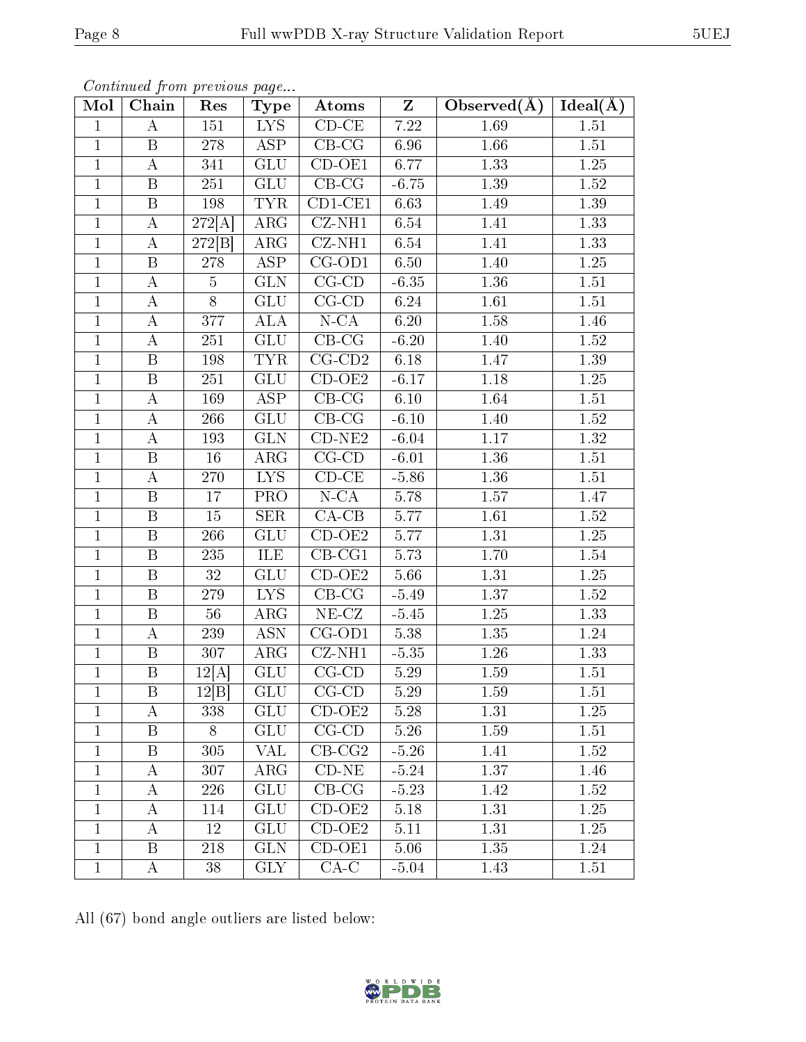*Continued from previous page...*

| Mol | Chain | Res | Type | Atoms | Z | Observed(Å) | Ideal(Å) |
|---|---|---|---|---|---|---|---|
| 1 | A | 151 | LYS | CD-CE | 7.22 | 1.69 | 1.51 |
| 1 | B | 278 | ASP | CB-CG | 6.96 | 1.66 | 1.51 |
| 1 | A | 341 | GLU | CD-OE1 | 6.77 | 1.33 | 1.25 |
| 1 | B | 251 | GLU | CB-CG | -6.75 | 1.39 | 1.52 |
| 1 | B | 198 | TYR | CD1-CE1 | 6.63 | 1.49 | 1.39 |
| 1 | A | 272[A] | ARG | CZ-NH1 | 6.54 | 1.41 | 1.33 |
| 1 | A | 272[B] | ARG | CZ-NH1 | 6.54 | 1.41 | 1.33 |
| 1 | B | 278 | ASP | CG-OD1 | 6.50 | 1.40 | 1.25 |
| 1 | A | 5 | GLN | CG-CD | -6.35 | 1.36 | 1.51 |
| 1 | A | 8 | GLU | CG-CD | 6.24 | 1.61 | 1.51 |
| 1 | A | 377 | ALA | N-CA | 6.20 | 1.58 | 1.46 |
| 1 | A | 251 | GLU | CB-CG | -6.20 | 1.40 | 1.52 |
| 1 | B | 198 | TYR | CG-CD2 | 6.18 | 1.47 | 1.39 |
| 1 | B | 251 | GLU | CD-OE2 | -6.17 | 1.18 | 1.25 |
| 1 | A | 169 | ASP | CB-CG | 6.10 | 1.64 | 1.51 |
| 1 | A | 266 | GLU | CB-CG | -6.10 | 1.40 | 1.52 |
| 1 | A | 193 | GLN | CD-NE2 | -6.04 | 1.17 | 1.32 |
| 1 | B | 16 | ARG | CG-CD | -6.01 | 1.36 | 1.51 |
| 1 | A | 270 | LYS | CD-CE | -5.86 | 1.36 | 1.51 |
| 1 | B | 17 | PRO | N-CA | 5.78 | 1.57 | 1.47 |
| 1 | B | 15 | SER | CA-CB | 5.77 | 1.61 | 1.52 |
| 1 | B | 266 | GLU | CD-OE2 | 5.77 | 1.31 | 1.25 |
| 1 | B | 235 | ILE | CB-CG1 | 5.73 | 1.70 | 1.54 |
| 1 | B | 32 | GLU | CD-OE2 | 5.66 | 1.31 | 1.25 |
| 1 | B | 279 | LYS | CB-CG | -5.49 | 1.37 | 1.52 |
| 1 | B | 56 | ARG | NE-CZ | -5.45 | 1.25 | 1.33 |
| 1 | A | 239 | ASN | CG-OD1 | 5.38 | 1.35 | 1.24 |
| 1 | B | 307 | ARG | CZ-NH1 | -5.35 | 1.26 | 1.33 |
| 1 | B | 12[A] | GLU | CG-CD | 5.29 | 1.59 | 1.51 |
| 1 | B | 12[B] | GLU | CG-CD | 5.29 | 1.59 | 1.51 |
| 1 | A | 338 | GLU | CD-OE2 | 5.28 | 1.31 | 1.25 |
| 1 | B | 8 | GLU | CG-CD | 5.26 | 1.59 | 1.51 |
| 1 | B | 305 | VAL | CB-CG2 | -5.26 | 1.41 | 1.52 |
| 1 | A | 307 | ARG | CD-NE | -5.24 | 1.37 | 1.46 |
| 1 | A | 226 | GLU | CB-CG | -5.23 | 1.42 | 1.52 |
| 1 | A | 114 | GLU | CD-OE2 | 5.18 | 1.31 | 1.25 |
| 1 | A | 12 | GLU | CD-OE2 | 5.11 | 1.31 | 1.25 |
| 1 | B | 218 | GLN | CD-OE1 | 5.06 | 1.35 | 1.24 |
| 1 | A | 38 | GLY | CA-C | -5.04 | 1.43 | 1.51 |

All (67) bond angle outliers are listed below: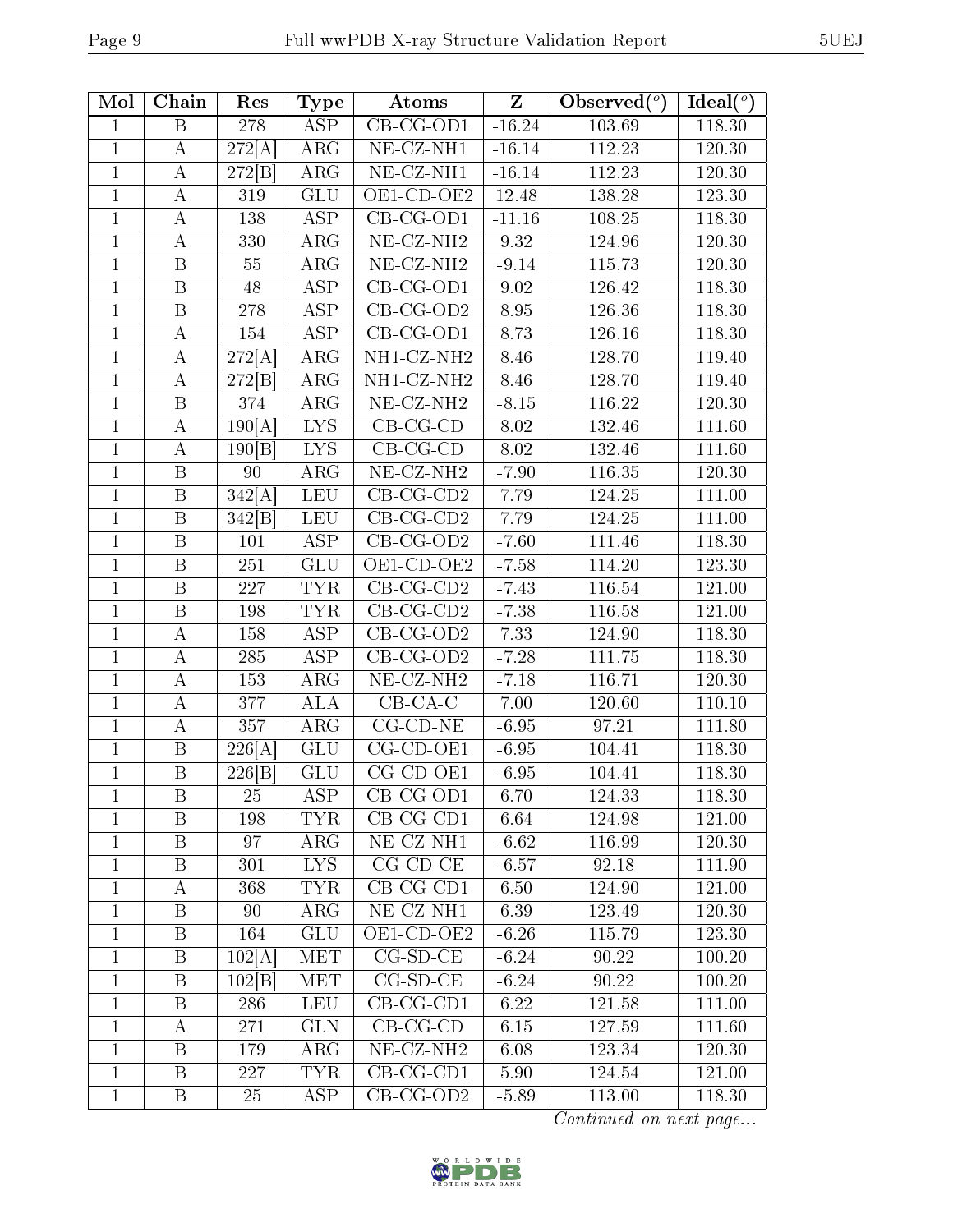| Mol | Chain | Res | Type | Atoms | Z | Observed(°) | Ideal(°) |
|---|---|---|---|---|---|---|---|
| 1 | B | 278 | ASP | CB-CG-OD1 | -16.24 | 103.69 | 118.30 |
| 1 | A | 272[A] | ARG | NE-CZ-NH1 | -16.14 | 112.23 | 120.30 |
| 1 | A | 272[B] | ARG | NE-CZ-NH1 | -16.14 | 112.23 | 120.30 |
| 1 | A | 319 | GLU | OE1-CD-OE2 | 12.48 | 138.28 | 123.30 |
| 1 | A | 138 | ASP | CB-CG-OD1 | -11.16 | 108.25 | 118.30 |
| 1 | A | 330 | ARG | NE-CZ-NH2 | 9.32 | 124.96 | 120.30 |
| 1 | B | 55 | ARG | NE-CZ-NH2 | -9.14 | 115.73 | 120.30 |
| 1 | B | 48 | ASP | CB-CG-OD1 | 9.02 | 126.42 | 118.30 |
| 1 | B | 278 | ASP | CB-CG-OD2 | 8.95 | 126.36 | 118.30 |
| 1 | A | 154 | ASP | CB-CG-OD1 | 8.73 | 126.16 | 118.30 |
| 1 | A | 272[A] | ARG | NH1-CZ-NH2 | 8.46 | 128.70 | 119.40 |
| 1 | A | 272[B] | ARG | NH1-CZ-NH2 | 8.46 | 128.70 | 119.40 |
| 1 | B | 374 | ARG | NE-CZ-NH2 | -8.15 | 116.22 | 120.30 |
| 1 | A | 190[A] | LYS | CB-CG-CD | 8.02 | 132.46 | 111.60 |
| 1 | A | 190[B] | LYS | CB-CG-CD | 8.02 | 132.46 | 111.60 |
| 1 | B | 90 | ARG | NE-CZ-NH2 | -7.90 | 116.35 | 120.30 |
| 1 | B | 342[A] | LEU | CB-CG-CD2 | 7.79 | 124.25 | 111.00 |
| 1 | B | 342[B] | LEU | CB-CG-CD2 | 7.79 | 124.25 | 111.00 |
| 1 | B | 101 | ASP | CB-CG-OD2 | -7.60 | 111.46 | 118.30 |
| 1 | B | 251 | GLU | OE1-CD-OE2 | -7.58 | 114.20 | 123.30 |
| 1 | B | 227 | TYR | CB-CG-CD2 | -7.43 | 116.54 | 121.00 |
| 1 | B | 198 | TYR | CB-CG-CD2 | -7.38 | 116.58 | 121.00 |
| 1 | A | 158 | ASP | CB-CG-OD2 | 7.33 | 124.90 | 118.30 |
| 1 | A | 285 | ASP | CB-CG-OD2 | -7.28 | 111.75 | 118.30 |
| 1 | A | 153 | ARG | NE-CZ-NH2 | -7.18 | 116.71 | 120.30 |
| 1 | A | 377 | ALA | CB-CA-C | 7.00 | 120.60 | 110.10 |
| 1 | A | 357 | ARG | CG-CD-NE | -6.95 | 97.21 | 111.80 |
| 1 | B | 226[A] | GLU | CG-CD-OE1 | -6.95 | 104.41 | 118.30 |
| 1 | B | 226[B] | GLU | CG-CD-OE1 | -6.95 | 104.41 | 118.30 |
| 1 | B | 25 | ASP | CB-CG-OD1 | 6.70 | 124.33 | 118.30 |
| 1 | B | 198 | TYR | CB-CG-CD1 | 6.64 | 124.98 | 121.00 |
| 1 | B | 97 | ARG | NE-CZ-NH1 | -6.62 | 116.99 | 120.30 |
| 1 | B | 301 | LYS | CG-CD-CE | -6.57 | 92.18 | 111.90 |
| 1 | A | 368 | TYR | CB-CG-CD1 | 6.50 | 124.90 | 121.00 |
| 1 | B | 90 | ARG | NE-CZ-NH1 | 6.39 | 123.49 | 120.30 |
| 1 | B | 164 | GLU | OE1-CD-OE2 | -6.26 | 115.79 | 123.30 |
| 1 | B | 102[A] | MET | CG-SD-CE | -6.24 | 90.22 | 100.20 |
| 1 | B | 102[B] | MET | CG-SD-CE | -6.24 | 90.22 | 100.20 |
| 1 | B | 286 | LEU | CB-CG-CD1 | 6.22 | 121.58 | 111.00 |
| 1 | A | 271 | GLN | CB-CG-CD | 6.15 | 127.59 | 111.60 |
| 1 | B | 179 | ARG | NE-CZ-NH2 | 6.08 | 123.34 | 120.30 |
| 1 | B | 227 | TYR | CB-CG-CD1 | 5.90 | 124.54 | 121.00 |
| 1 | B | 25 | ASP | CB-CG-OD2 | -5.89 | 113.00 | 118.30 |

*Continued on next page...*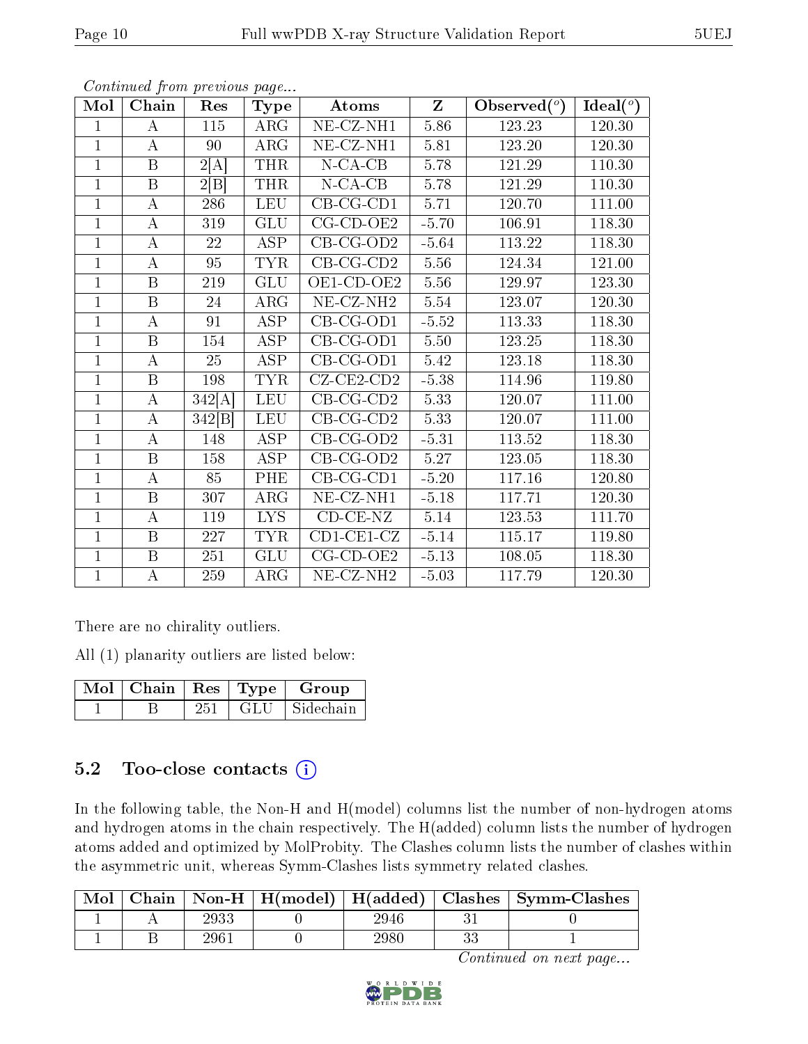*Continued from previous page...*

| Mol | Chain | Res | Type | Atoms | Z | Observed(°) | Ideal(°) |
|---|---|---|---|---|---|---|---|
| 1 | A | 115 | ARG | NE-CZ-NH1 | 5.86 | 123.23 | 120.30 |
| 1 | A | 90 | ARG | NE-CZ-NH1 | 5.81 | 123.20 | 120.30 |
| 1 | B | 2[A] | THR | N-CA-CB | 5.78 | 121.29 | 110.30 |
| 1 | B | 2[B] | THR | N-CA-CB | 5.78 | 121.29 | 110.30 |
| 1 | A | 286 | LEU | CB-CG-CD1 | 5.71 | 120.70 | 111.00 |
| 1 | A | 319 | GLU | CG-CD-OE2 | -5.70 | 106.91 | 118.30 |
| 1 | A | 22 | ASP | CB-CG-OD2 | -5.64 | 113.22 | 118.30 |
| 1 | A | 95 | TYR | CB-CG-CD2 | 5.56 | 124.34 | 121.00 |
| 1 | B | 219 | GLU | OE1-CD-OE2 | 5.56 | 129.97 | 123.30 |
| 1 | B | 24 | ARG | NE-CZ-NH2 | 5.54 | 123.07 | 120.30 |
| 1 | A | 91 | ASP | CB-CG-OD1 | -5.52 | 113.33 | 118.30 |
| 1 | B | 154 | ASP | CB-CG-OD1 | 5.50 | 123.25 | 118.30 |
| 1 | A | 25 | ASP | CB-CG-OD1 | 5.42 | 123.18 | 118.30 |
| 1 | B | 198 | TYR | CZ-CE2-CD2 | -5.38 | 114.96 | 119.80 |
| 1 | A | 342[A] | LEU | CB-CG-CD2 | 5.33 | 120.07 | 111.00 |
| 1 | A | 342[B] | LEU | CB-CG-CD2 | 5.33 | 120.07 | 111.00 |
| 1 | A | 148 | ASP | CB-CG-OD2 | -5.31 | 113.52 | 118.30 |
| 1 | B | 158 | ASP | CB-CG-OD2 | 5.27 | 123.05 | 118.30 |
| 1 | A | 85 | PHE | CB-CG-CD1 | -5.20 | 117.16 | 120.80 |
| 1 | B | 307 | ARG | NE-CZ-NH1 | -5.18 | 117.71 | 120.30 |
| 1 | A | 119 | LYS | CD-CE-NZ | 5.14 | 123.53 | 111.70 |
| 1 | B | 227 | TYR | CD1-CE1-CZ | -5.14 | 115.17 | 119.80 |
| 1 | B | 251 | GLU | CG-CD-OE2 | -5.13 | 108.05 | 118.30 |
| 1 | A | 259 | ARG | NE-CZ-NH2 | -5.03 | 117.79 | 120.30 |

There are no chirality outliers.

All (1) planarity outliers are listed below:

| Mol | Chain | Res | Type | Group |
|---|---|---|---|---|
| 1 | B | 251 | GLU | Sidechain |

### 5.2 Too-close contacts

In the following table, the Non-H and H(model) columns list the number of non-hydrogen atoms and hydrogen atoms in the chain respectively. The H(added) column lists the number of hydrogen atoms added and optimized by MolProbity. The Clashes column lists the number of clashes within the asymmetric unit, whereas Symm-Clashes lists symmetry related clashes.

| Mol | Chain | Non-H | H(model) | H(added) | Clashes | Symm-Clashes |
|---|---|---|---|---|---|---|
| 1 | A | 2933 | 0 | 2946 | 31 | 0 |
| 1 | B | 2961 | 0 | 2980 | 33 | 1 |

*Continued on next page...*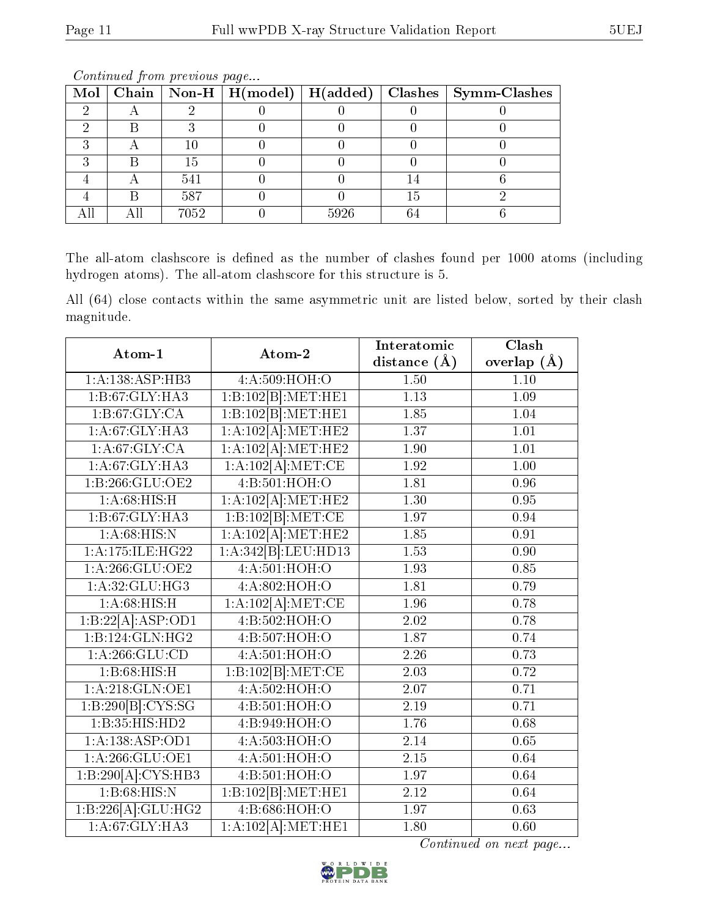*Continued from previous page...*

| Mol | Chain | Non-H | H(model) | H(added) | Clashes | Symm-Clashes |
|---|---|---|---|---|---|---|
| 2 | A | 2 | 0 | 0 | 0 | 0 |
| 2 | B | 3 | 0 | 0 | 0 | 0 |
| 3 | A | 10 | 0 | 0 | 0 | 0 |
| 3 | B | 15 | 0 | 0 | 0 | 0 |
| 4 | A | 541 | 0 | 0 | 14 | 6 |
| 4 | B | 587 | 0 | 0 | 15 | 2 |
| All | All | 7052 | 0 | 5926 | 64 | 6 |

The all-atom clashscore is defined as the number of clashes found per 1000 atoms (including hydrogen atoms). The all-atom clashscore for this structure is 5.

All (64) close contacts within the same asymmetric unit are listed below, sorted by their clash magnitude.

| Atom-1 | Atom-2 | Interatomic distance (Å) | Clash overlap (Å) |
|---|---|---|---|
| 1:A:138:ASP:HB3 | 4:A:509:HOH:O | 1.50 | 1.10 |
| 1:B:67:GLY:HA3 | 1:B:102[B]:MET:HE1 | 1.13 | 1.09 |
| 1:B:67:GLY:CA | 1:B:102[B]:MET:HE1 | 1.85 | 1.04 |
| 1:A:67:GLY:HA3 | 1:A:102[A]:MET:HE2 | 1.37 | 1.01 |
| 1:A:67:GLY:CA | 1:A:102[A]:MET:HE2 | 1.90 | 1.01 |
| 1:A:67:GLY:HA3 | 1:A:102[A]:MET:CE | 1.92 | 1.00 |
| 1:B:266:GLU:OE2 | 4:B:501:HOH:O | 1.81 | 0.96 |
| 1:A:68:HIS:H | 1:A:102[A]:MET:HE2 | 1.30 | 0.95 |
| 1:B:67:GLY:HA3 | 1:B:102[B]:MET:CE | 1.97 | 0.94 |
| 1:A:68:HIS:N | 1:A:102[A]:MET:HE2 | 1.85 | 0.91 |
| 1:A:175:ILE:HG22 | 1:A:342[B]:LEU:HD13 | 1.53 | 0.90 |
| 1:A:266:GLU:OE2 | 4:A:501:HOH:O | 1.93 | 0.85 |
| 1:A:32:GLU:HG3 | 4:A:802:HOH:O | 1.81 | 0.79 |
| 1:A:68:HIS:H | 1:A:102[A]:MET:CE | 1.96 | 0.78 |
| 1:B:22[A]:ASP:OD1 | 4:B:502:HOH:O | 2.02 | 0.78 |
| 1:B:124:GLN:HG2 | 4:B:507:HOH:O | 1.87 | 0.74 |
| 1:A:266:GLU:CD | 4:A:501:HOH:O | 2.26 | 0.73 |
| 1:B:68:HIS:H | 1:B:102[B]:MET:CE | 2.03 | 0.72 |
| 1:A:218:GLN:OE1 | 4:A:502:HOH:O | 2.07 | 0.71 |
| 1:B:290[B]:CYS:SG | 4:B:501:HOH:O | 2.19 | 0.71 |
| 1:B:35:HIS:HD2 | 4:B:949:HOH:O | 1.76 | 0.68 |
| 1:A:138:ASP:OD1 | 4:A:503:HOH:O | 2.14 | 0.65 |
| 1:A:266:GLU:OE1 | 4:A:501:HOH:O | 2.15 | 0.64 |
| 1:B:290[A]:CYS:HB3 | 4:B:501:HOH:O | 1.97 | 0.64 |
| 1:B:68:HIS:N | 1:B:102[B]:MET:HE1 | 2.12 | 0.64 |
| 1:B:226[A]:GLU:HG2 | 4:B:686:HOH:O | 1.97 | 0.63 |
| 1:A:67:GLY:HA3 | 1:A:102[A]:MET:HE1 | 1.80 | 0.60 |

*Continued on next page...*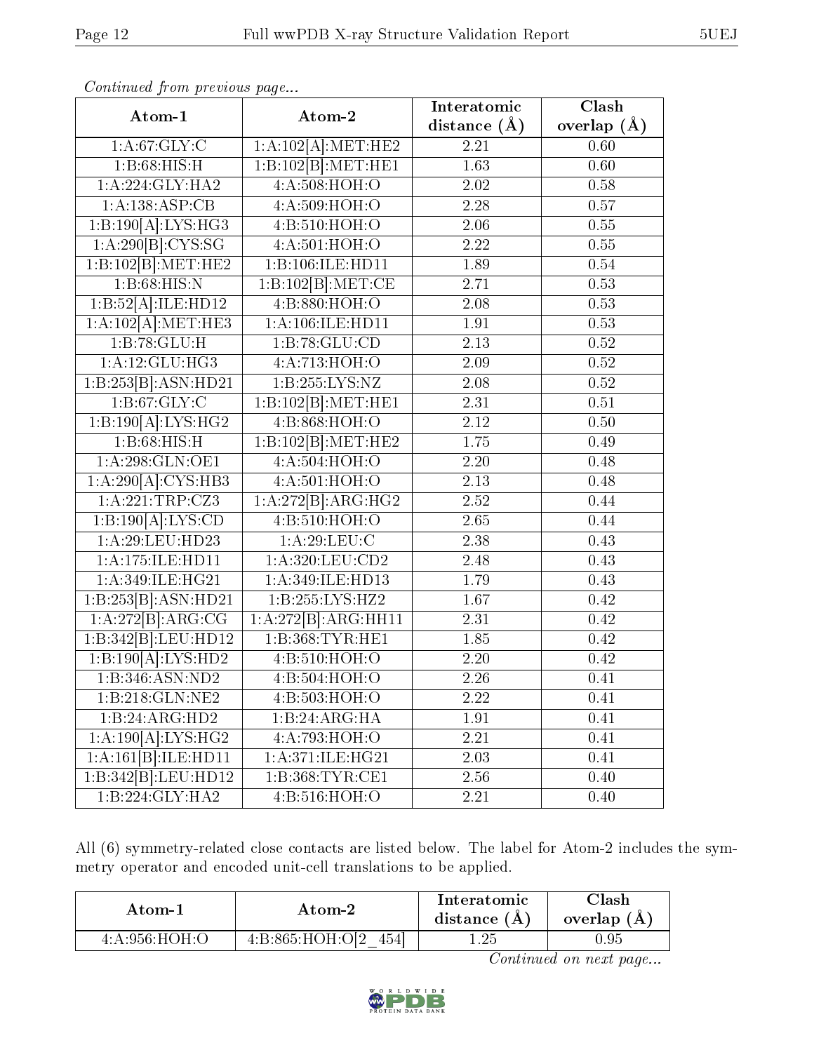*Continued from previous page...*

| Atom-1 | Atom-2 | Interatomic distance (Å) | Clash overlap (Å) |
|---|---|---|---|
| 1:A:67:GLY:C | 1:A:102[A]:MET:HE2 | 2.21 | 0.60 |
| 1:B:68:HIS:H | 1:B:102[B]:MET:HE1 | 1.63 | 0.60 |
| 1:A:224:GLY:HA2 | 4:A:508:HOH:O | 2.02 | 0.58 |
| 1:A:138:ASP:CB | 4:A:509:HOH:O | 2.28 | 0.57 |
| 1:B:190[A]:LYS:HG3 | 4:B:510:HOH:O | 2.06 | 0.55 |
| 1:A:290[B]:CYS:SG | 4:A:501:HOH:O | 2.22 | 0.55 |
| 1:B:102[B]:MET:HE2 | 1:B:106:ILE:HD11 | 1.89 | 0.54 |
| 1:B:68:HIS:N | 1:B:102[B]:MET:CE | 2.71 | 0.53 |
| 1:B:52[A]:ILE:HD12 | 4:B:880:HOH:O | 2.08 | 0.53 |
| 1:A:102[A]:MET:HE3 | 1:A:106:ILE:HD11 | 1.91 | 0.53 |
| 1:B:78:GLU:H | 1:B:78:GLU:CD | 2.13 | 0.52 |
| 1:A:12:GLU:HG3 | 4:A:713:HOH:O | 2.09 | 0.52 |
| 1:B:253[B]:ASN:HD21 | 1:B:255:LYS:NZ | 2.08 | 0.52 |
| 1:B:67:GLY:C | 1:B:102[B]:MET:HE1 | 2.31 | 0.51 |
| 1:B:190[A]:LYS:HG2 | 4:B:868:HOH:O | 2.12 | 0.50 |
| 1:B:68:HIS:H | 1:B:102[B]:MET:HE2 | 1.75 | 0.49 |
| 1:A:298:GLN:OE1 | 4:A:504:HOH:O | 2.20 | 0.48 |
| 1:A:290[A]:CYS:HB3 | 4:A:501:HOH:O | 2.13 | 0.48 |
| 1:A:221:TRP:CZ3 | 1:A:272[B]:ARG:HG2 | 2.52 | 0.44 |
| 1:B:190[A]:LYS:CD | 4:B:510:HOH:O | 2.65 | 0.44 |
| 1:A:29:LEU:HD23 | 1:A:29:LEU:C | 2.38 | 0.43 |
| 1:A:175:ILE:HD11 | 1:A:320:LEU:CD2 | 2.48 | 0.43 |
| 1:A:349:ILE:HG21 | 1:A:349:ILE:HD13 | 1.79 | 0.43 |
| 1:B:253[B]:ASN:HD21 | 1:B:255:LYS:HZ2 | 1.67 | 0.42 |
| 1:A:272[B]:ARG:CG | 1:A:272[B]:ARG:HH11 | 2.31 | 0.42 |
| 1:B:342[B]:LEU:HD12 | 1:B:368:TYR:HE1 | 1.85 | 0.42 |
| 1:B:190[A]:LYS:HD2 | 4:B:510:HOH:O | 2.20 | 0.42 |
| 1:B:346:ASN:ND2 | 4:B:504:HOH:O | 2.26 | 0.41 |
| 1:B:218:GLN:NE2 | 4:B:503:HOH:O | 2.22 | 0.41 |
| 1:B:24:ARG:HD2 | 1:B:24:ARG:HA | 1.91 | 0.41 |
| 1:A:190[A]:LYS:HG2 | 4:A:793:HOH:O | 2.21 | 0.41 |
| 1:A:161[B]:ILE:HD11 | 1:A:371:ILE:HG21 | 2.03 | 0.41 |
| 1:B:342[B]:LEU:HD12 | 1:B:368:TYR:CE1 | 2.56 | 0.40 |
| 1:B:224:GLY:HA2 | 4:B:516:HOH:O | 2.21 | 0.40 |

All (6) symmetry-related close contacts are listed below. The label for Atom-2 includes the symmetry operator and encoded unit-cell translations to be applied.

| Atom-1 | Atom-2 | Interatomic distance (Å) | Clash overlap (Å) |
|---|---|---|---|
| 4:A:956:HOH:O | 4:B:865:HOH:O[2_454] | 1.25 | 0.95 |

*Continued on next page...*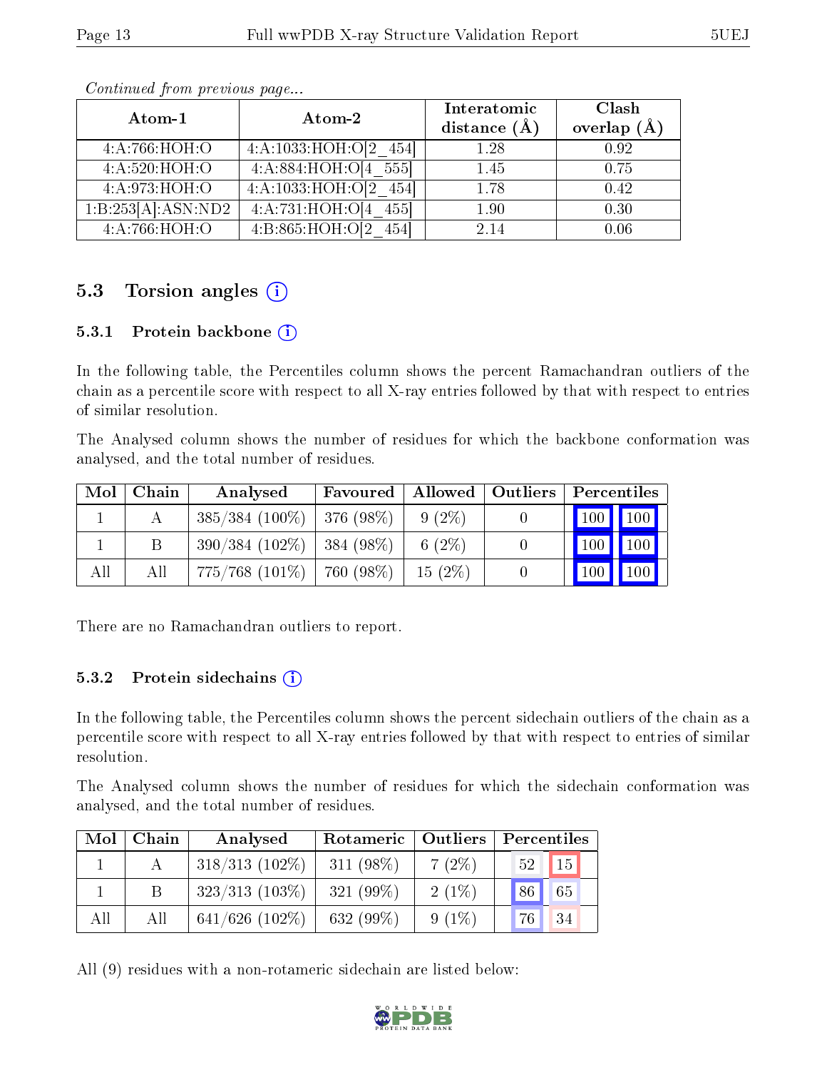*Continued from previous page...*

| Atom-1 | Atom-2 | Interatomic distance (Å) | Clash overlap (Å) |
|---|---|---|---|
| 4:A:766:HOH:O | 4:A:1033:HOH:O[2_454] | 1.28 | 0.92 |
| 4:A:520:HOH:O | 4:A:884:HOH:O[4_555] | 1.45 | 0.75 |
| 4:A:973:HOH:O | 4:A:1033:HOH:O[2_454] | 1.78 | 0.42 |
| 1:B:253[A]:ASN:ND2 | 4:A:731:HOH:O[4_455] | 1.90 | 0.30 |
| 4:A:766:HOH:O | 4:B:865:HOH:O[2_454] | 2.14 | 0.06 |

## 5.3 Torsion angles (i)

### 5.3.1 Protein backbone (i)

In the following table, the Percentiles column shows the percent Ramachandran outliers of the chain as a percentile score with respect to all X-ray entries followed by that with respect to entries of similar resolution.

The Analysed column shows the number of residues for which the backbone conformation was analysed, and the total number of residues.

| Mol | Chain | Analysed | Favoured | Allowed | Outliers | Percentiles | |
|---|---|---|---|---|---|---|---|
| 1 | A | 385/384 (100%) | 376 (98%) | 9 (2%) | 0 | 100 | 100 |
| 1 | B | 390/384 (102%) | 384 (98%) | 6 (2%) | 0 | 100 | 100 |
| All | All | 775/768 (101%) | 760 (98%) | 15 (2%) | 0 | 100 | 100 |

There are no Ramachandran outliers to report.

### 5.3.2 Protein sidechains (i)

In the following table, the Percentiles column shows the percent sidechain outliers of the chain as a percentile score with respect to all X-ray entries followed by that with respect to entries of similar resolution.

The Analysed column shows the number of residues for which the sidechain conformation was analysed, and the total number of residues.

| Mol | Chain | Analysed | Rotameric | Outliers | Percentiles | |
|---|---|---|---|---|---|---|
| 1 | A | 318/313 (102%) | 311 (98%) | 7 (2%) | 52 | 15 |
| 1 | B | 323/313 (103%) | 321 (99%) | 2 (1%) | 86 | 65 |
| All | All | 641/626 (102%) | 632 (99%) | 9 (1%) | 76 | 34 |

All (9) residues with a non-rotameric sidechain are listed below: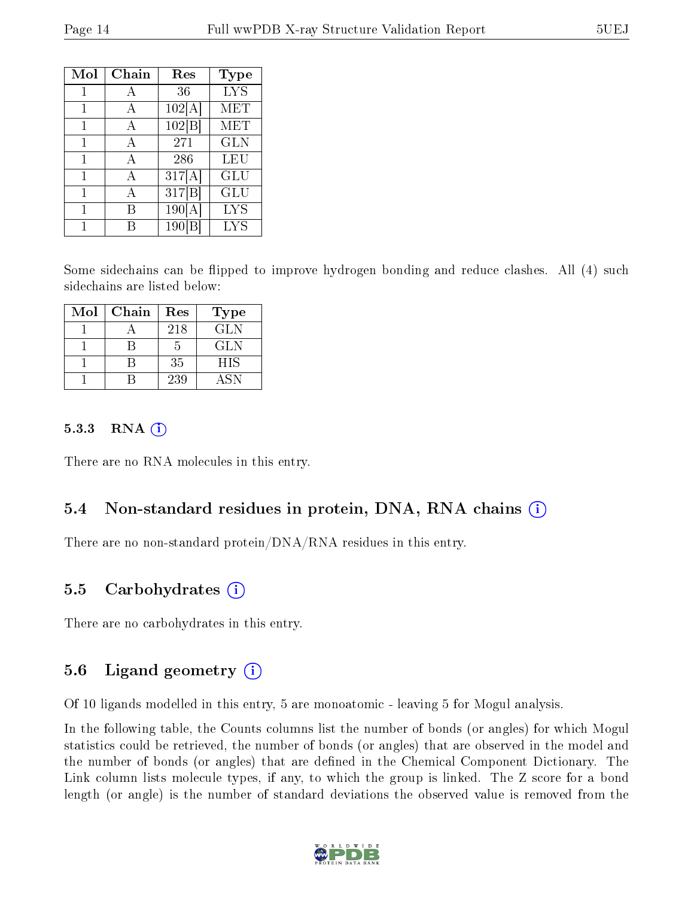| Mol | Chain | Res | Type |
|---|---|---|---|
| 1 | A | 36 | LYS |
| 1 | A | 102[A] | MET |
| 1 | A | 102[B] | MET |
| 1 | A | 271 | GLN |
| 1 | A | 286 | LEU |
| 1 | A | 317[A] | GLU |
| 1 | A | 317[B] | GLU |
| 1 | B | 190[A] | LYS |
| 1 | B | 190[B] | LYS |

Some sidechains can be flipped to improve hydrogen bonding and reduce clashes. All (4) such sidechains are listed below:

| Mol | Chain | Res | Type |
|---|---|---|---|
| 1 | A | 218 | GLN |
| 1 | B | 5 | GLN |
| 1 | B | 35 | HIS |
| 1 | B | 239 | ASN |

#### 5.3.3 RNA

There are no RNA molecules in this entry.

### 5.4 Non-standard residues in protein, DNA, RNA chains

There are no non-standard protein/DNA/RNA residues in this entry.

### 5.5 Carbohydrates

There are no carbohydrates in this entry.

### 5.6 Ligand geometry

Of 10 ligands modelled in this entry, 5 are monoatomic - leaving 5 for Mogul analysis.

In the following table, the Counts columns list the number of bonds (or angles) for which Mogul statistics could be retrieved, the number of bonds (or angles) that are observed in the model and the number of bonds (or angles) that are defined in the Chemical Component Dictionary. The Link column lists molecule types, if any, to which the group is linked. The Z score for a bond length (or angle) is the number of standard deviations the observed value is removed from the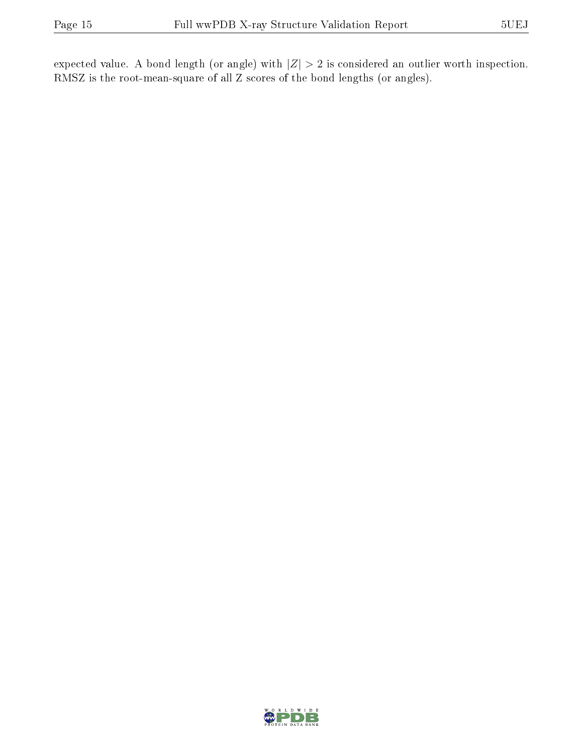expected value. A bond length (or angle) with $|Z| > 2$ is considered an outlier worth inspection. RMSZ is the root-mean-square of all Z scores of the bond lengths (or angles).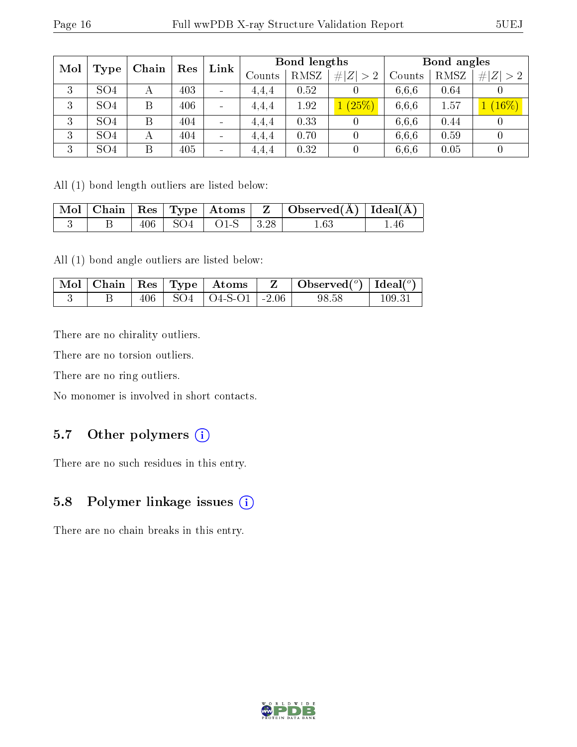| Mol | Type | Chain | Res | Link | Bond lengths | | | Bond angles | | |
|---|---|---|---|---|---|---|---|---|---|---|
| | | | | | Counts | RMSZ | #\|Z\| > 2 | Counts | RMSZ | #\|Z\| > 2 |
| 3 | SO4 | A | 403 | - | 4,4,4 | 0.52 | 0 | 6,6,6 | 0.64 | 0 |
| 3 | SO4 | B | 406 | - | 4,4,4 | 1.92 | 1 (25%) | 6,6,6 | 1.57 | 1 (16%) |
| 3 | SO4 | B | 404 | - | 4,4,4 | 0.33 | 0 | 6,6,6 | 0.44 | 0 |
| 3 | SO4 | A | 404 | - | 4,4,4 | 0.70 | 0 | 6,6,6 | 0.59 | 0 |
| 3 | SO4 | B | 405 | - | 4,4,4 | 0.32 | 0 | 6,6,6 | 0.05 | 0 |

All (1) bond length outliers are listed below:

| Mol | Chain | Res | Type | Atoms | Z | Observed(Å) | Ideal(Å) |
|---|---|---|---|---|---|---|---|
| 3 | B | 406 | SO4 | O1-S | 3.28 | 1.63 | 1.46 |

All (1) bond angle outliers are listed below:

| Mol | Chain | Res | Type | Atoms | Z | Observed(°) | Ideal(°) |
|---|---|---|---|---|---|---|---|
| 3 | B | 406 | SO4 | O4-S-O1 | -2.06 | 98.58 | 109.31 |

There are no chirality outliers.

There are no torsion outliers.

There are no ring outliers.

No monomer is involved in short contacts.

## 5.7 Other polymers

There are no such residues in this entry.

## 5.8 Polymer linkage issues

There are no chain breaks in this entry.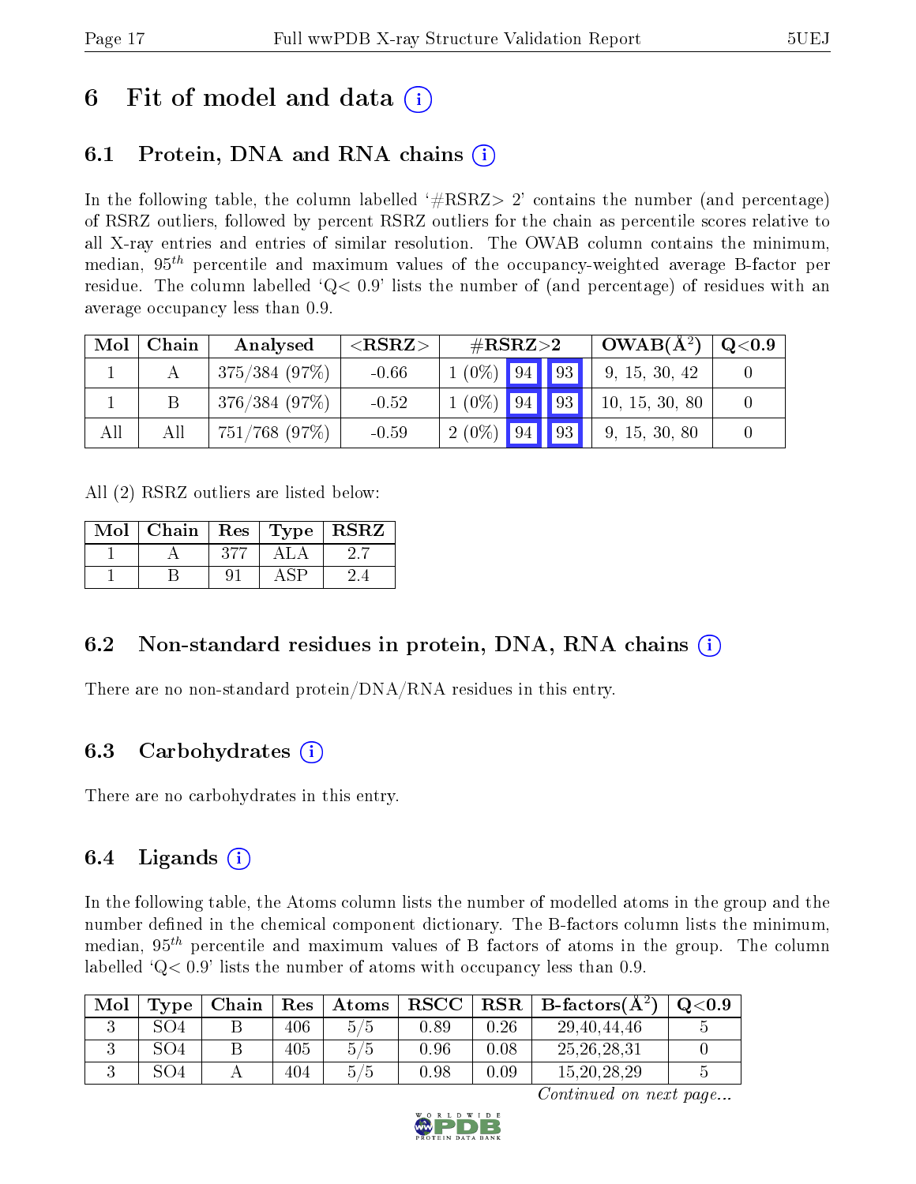# 6 Fit of model and data ⓘ

## 6.1 Protein, DNA and RNA chains ⓘ

In the following table, the column labelled '#RSRZ> 2' contains the number (and percentage) of RSRZ outliers, followed by percent RSRZ outliers for the chain as percentile scores relative to all X-ray entries and entries of similar resolution. The OWAB column contains the minimum, median, $95^{th}$ percentile and maximum values of the occupancy-weighted average B-factor per residue. The column labelled 'Q< 0.9' lists the number of (and percentage) of residues with an average occupancy less than 0.9.

| Mol | Chain | Analysed | <RSRZ> | #RSRZ>2 | | | OWAB(Å$^2$) | Q<0.9 |
|---|---|---|---|---|---|---|---|---|
| 1 | A | 375/384 (97%) | -0.66 | 1 (0%) | 94 | 93 | 9, 15, 30, 42 | 0 |
| 1 | B | 376/384 (97%) | -0.52 | 1 (0%) | 94 | 93 | 10, 15, 30, 80 | 0 |
| All | All | 751/768 (97%) | -0.59 | 2 (0%) | 94 | 93 | 9, 15, 30, 80 | 0 |

All (2) RSRZ outliers are listed below:

| Mol | Chain | Res | Type | RSRZ |
|---|---|---|---|---|
| 1 | A | 377 | ALA | 2.7 |
| 1 | B | 91 | ASP | 2.4 |

## 6.2 Non-standard residues in protein, DNA, RNA chains ⓘ

There are no non-standard protein/DNA/RNA residues in this entry.

## 6.3 Carbohydrates ⓘ

There are no carbohydrates in this entry.

## 6.4 Ligands ⓘ

In the following table, the Atoms column lists the number of modelled atoms in the group and the number defined in the chemical component dictionary. The B-factors column lists the minimum, median, $95^{th}$ percentile and maximum values of B factors of atoms in the group. The column labelled 'Q< 0.9' lists the number of atoms with occupancy less than 0.9.

| Mol | Type | Chain | Res | Atoms | RSCC | RSR | B-factors(Å$^2$) | Q<0.9 |
|---|---|---|---|---|---|---|---|---|
| 3 | SO4 | B | 406 | 5/5 | 0.89 | 0.26 | 29,40,44,46 | 5 |
| 3 | SO4 | B | 405 | 5/5 | 0.96 | 0.08 | 25,26,28,31 | 0 |
| 3 | SO4 | A | 404 | 5/5 | 0.98 | 0.09 | 15,20,28,29 | 5 |

*Continued on next page...*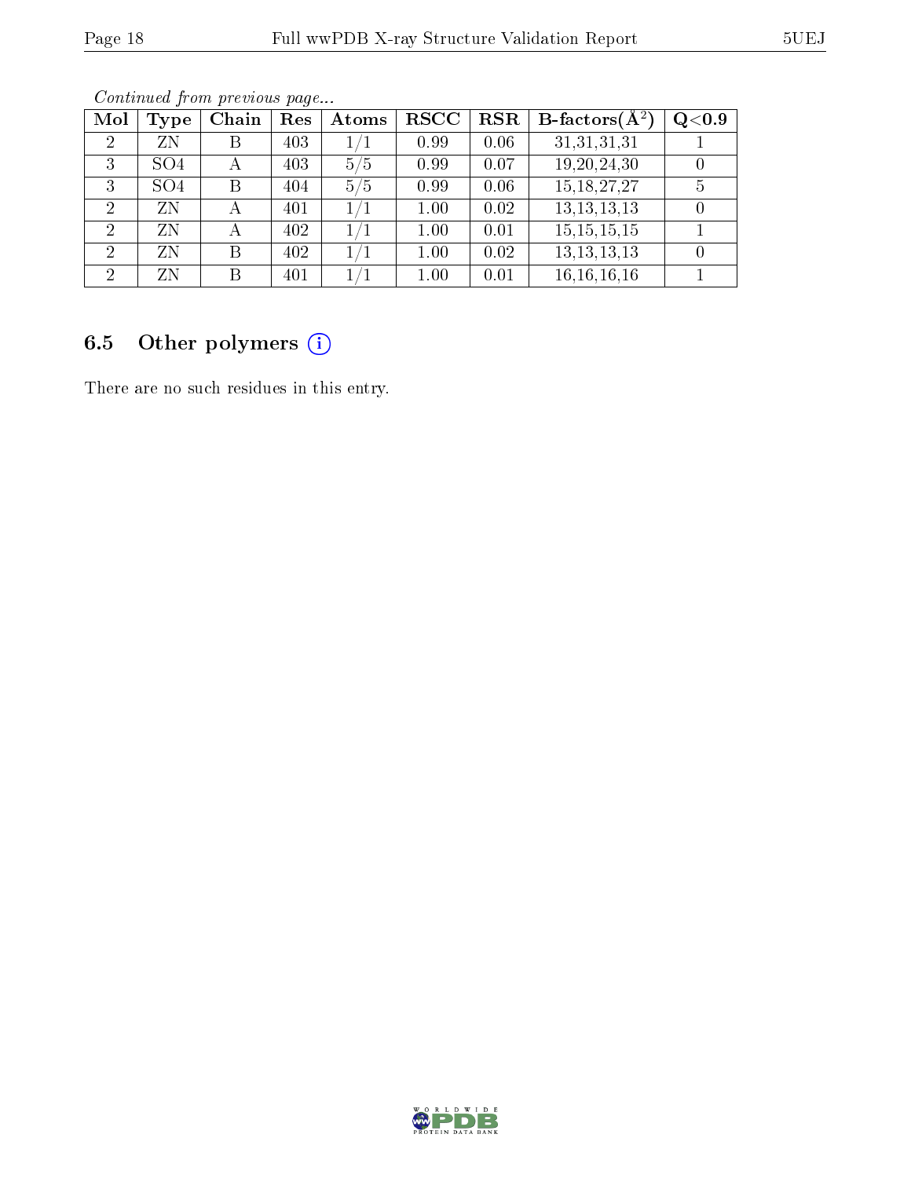*Continued from previous page...*

| Mol | Type | Chain | Res | Atoms | RSCC | RSR | B-factors($Å^2$) | Q<0.9 |
|---|---|---|---|---|---|---|---|---|
| 2 | ZN | B | 403 | 1/1 | 0.99 | 0.06 | 31,31,31,31 | 1 |
| 3 | SO4 | A | 403 | 5/5 | 0.99 | 0.07 | 19,20,24,30 | 0 |
| 3 | SO4 | B | 404 | 5/5 | 0.99 | 0.06 | 15,18,27,27 | 5 |
| 2 | ZN | A | 401 | 1/1 | 1.00 | 0.02 | 13,13,13,13 | 0 |
| 2 | ZN | A | 402 | 1/1 | 1.00 | 0.01 | 15,15,15,15 | 1 |
| 2 | ZN | B | 402 | 1/1 | 1.00 | 0.02 | 13,13,13,13 | 0 |
| 2 | ZN | B | 401 | 1/1 | 1.00 | 0.01 | 16,16,16,16 | 1 |

## 6.5 Other polymers

There are no such residues in this entry.